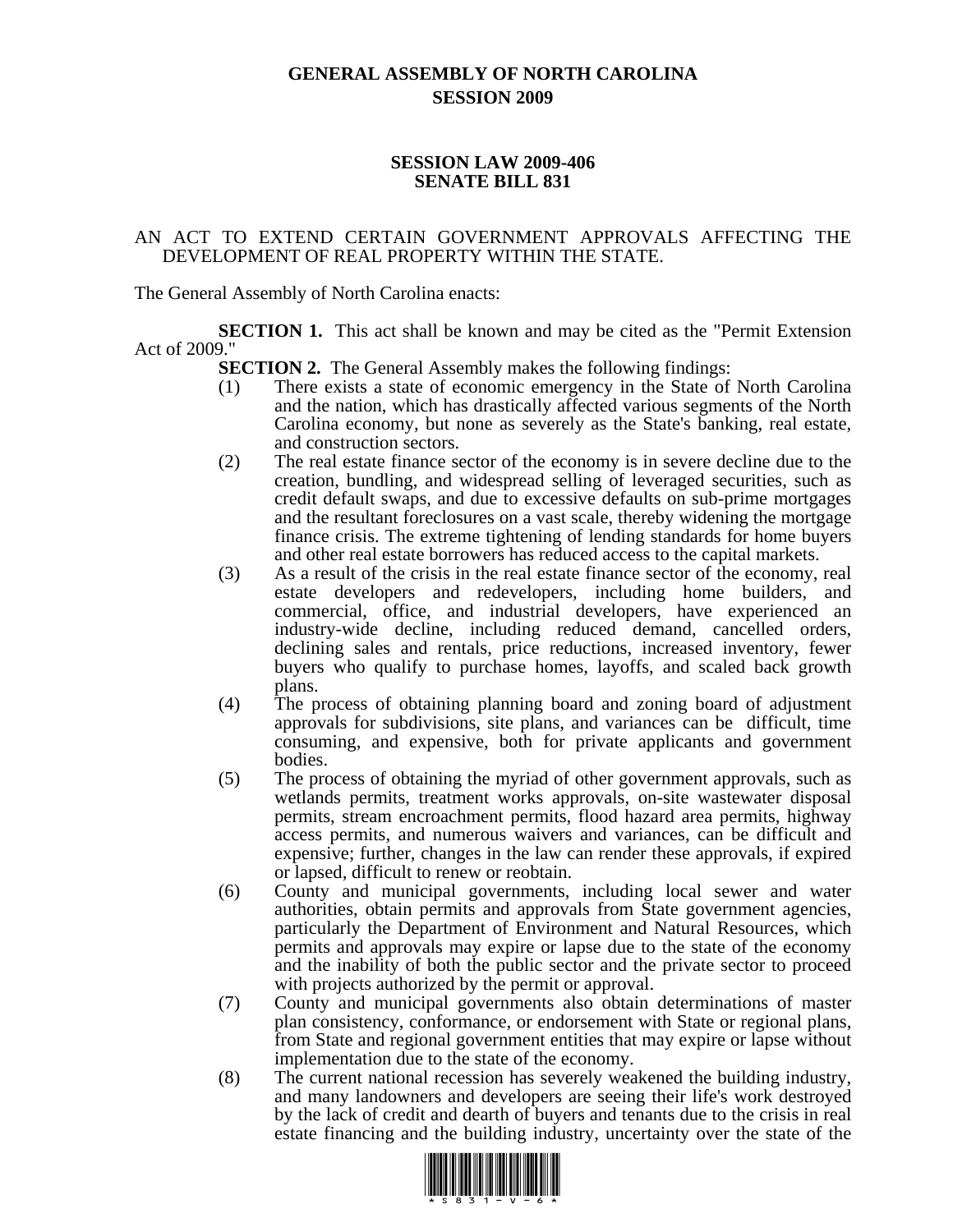# GENERAL ASSEMBLY OF NORTH CAROLINA
## SESSION 2009

### SESSION LAW 2009-406
### SENATE BILL 831

AN ACT TO EXTEND CERTAIN GOVERNMENT APPROVALS AFFECTING THE DEVELOPMENT OF REAL PROPERTY WITHIN THE STATE.

The General Assembly of North Carolina enacts:

**SECTION 1.** This act shall be known and may be cited as the "Permit Extension Act of 2009."

**SECTION 2.** The General Assembly makes the following findings:

(1) There exists a state of economic emergency in the State of North Carolina and the nation, which has drastically affected various segments of the North Carolina economy, but none as severely as the State's banking, real estate, and construction sectors.

(2) The real estate finance sector of the economy is in severe decline due to the creation, bundling, and widespread selling of leveraged securities, such as credit default swaps, and due to excessive defaults on sub-prime mortgages and the resultant foreclosures on a vast scale, thereby widening the mortgage finance crisis. The extreme tightening of lending standards for home buyers and other real estate borrowers has reduced access to the capital markets.

(3) As a result of the crisis in the real estate finance sector of the economy, real estate developers and redevelopers, including home builders, and commercial, office, and industrial developers, have experienced an industry-wide decline, including reduced demand, cancelled orders, declining sales and rentals, price reductions, increased inventory, fewer buyers who qualify to purchase homes, layoffs, and scaled back growth plans.

(4) The process of obtaining planning board and zoning board of adjustment approvals for subdivisions, site plans, and variances can be difficult, time consuming, and expensive, both for private applicants and government bodies.

(5) The process of obtaining the myriad of other government approvals, such as wetlands permits, treatment works approvals, on-site wastewater disposal permits, stream encroachment permits, flood hazard area permits, highway access permits, and numerous waivers and variances, can be difficult and expensive; further, changes in the law can render these approvals, if expired or lapsed, difficult to renew or reobtain.

(6) County and municipal governments, including local sewer and water authorities, obtain permits and approvals from State government agencies, particularly the Department of Environment and Natural Resources, which permits and approvals may expire or lapse due to the state of the economy and the inability of both the public sector and the private sector to proceed with projects authorized by the permit or approval.

(7) County and municipal governments also obtain determinations of master plan consistency, conformance, or endorsement with State or regional plans, from State and regional government entities that may expire or lapse without implementation due to the state of the economy.

(8) The current national recession has severely weakened the building industry, and many landowners and developers are seeing their life's work destroyed by the lack of credit and dearth of buyers and tenants due to the crisis in real estate financing and the building industry, uncertainty over the state of the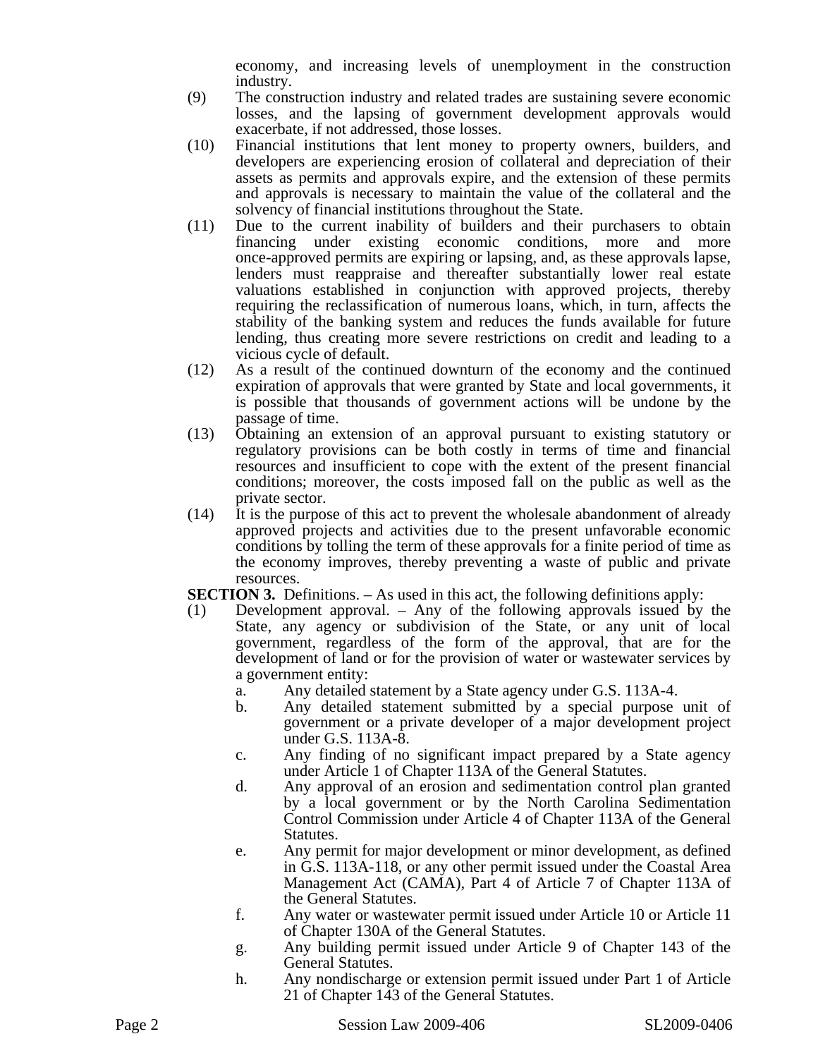economy, and increasing levels of unemployment in the construction industry.

(9) The construction industry and related trades are sustaining severe economic losses, and the lapsing of government development approvals would exacerbate, if not addressed, those losses.

(10) Financial institutions that lent money to property owners, builders, and developers are experiencing erosion of collateral and depreciation of their assets as permits and approvals expire, and the extension of these permits and approvals is necessary to maintain the value of the collateral and the solvency of financial institutions throughout the State.

(11) Due to the current inability of builders and their purchasers to obtain financing under existing economic conditions, more and more once-approved permits are expiring or lapsing, and, as these approvals lapse, lenders must reappraise and thereafter substantially lower real estate valuations established in conjunction with approved projects, thereby requiring the reclassification of numerous loans, which, in turn, affects the stability of the banking system and reduces the funds available for future lending, thus creating more severe restrictions on credit and leading to a vicious cycle of default.

(12) As a result of the continued downturn of the economy and the continued expiration of approvals that were granted by State and local governments, it is possible that thousands of government actions will be undone by the passage of time.

(13) Obtaining an extension of an approval pursuant to existing statutory or regulatory provisions can be both costly in terms of time and financial resources and insufficient to cope with the extent of the present financial conditions; moreover, the costs imposed fall on the public as well as the private sector.

(14) It is the purpose of this act to prevent the wholesale abandonment of already approved projects and activities due to the present unfavorable economic conditions by tolling the term of these approvals for a finite period of time as the economy improves, thereby preventing a waste of public and private resources.

**SECTION 3.** Definitions. – As used in this act, the following definitions apply:

(1) Development approval. – Any of the following approvals issued by the State, any agency or subdivision of the State, or any unit of local government, regardless of the form of the approval, that are for the development of land or for the provision of water or wastewater services by a government entity:

a. Any detailed statement by a State agency under G.S. 113A-4.

b. Any detailed statement submitted by a special purpose unit of government or a private developer of a major development project under G.S. 113A-8.

c. Any finding of no significant impact prepared by a State agency under Article 1 of Chapter 113A of the General Statutes.

d. Any approval of an erosion and sedimentation control plan granted by a local government or by the North Carolina Sedimentation Control Commission under Article 4 of Chapter 113A of the General Statutes.

e. Any permit for major development or minor development, as defined in G.S. 113A-118, or any other permit issued under the Coastal Area Management Act (CAMA), Part 4 of Article 7 of Chapter 113A of the General Statutes.

f. Any water or wastewater permit issued under Article 10 or Article 11 of Chapter 130A of the General Statutes.

g. Any building permit issued under Article 9 of Chapter 143 of the General Statutes.

h. Any nondischarge or extension permit issued under Part 1 of Article 21 of Chapter 143 of the General Statutes.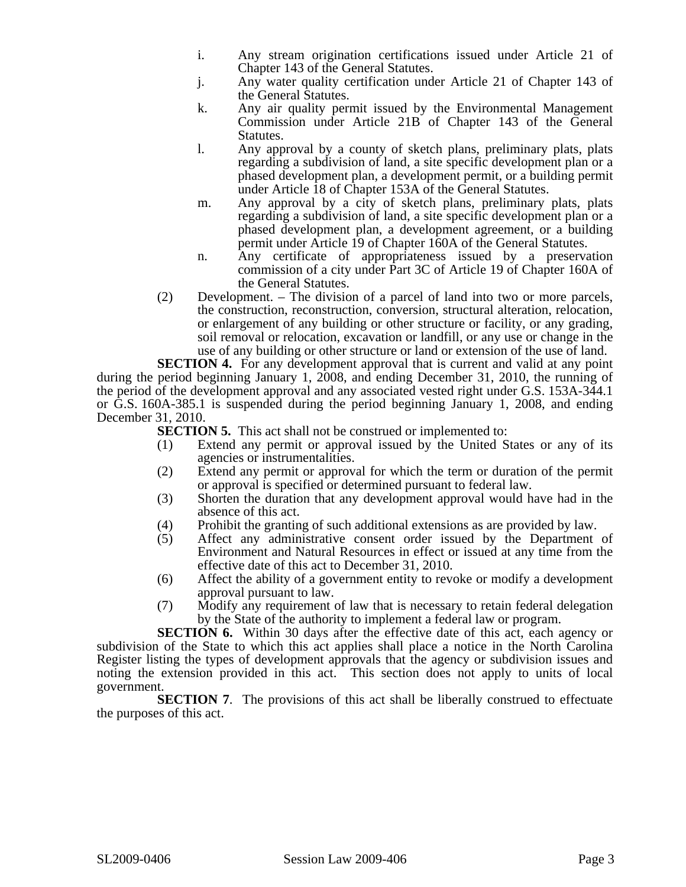i. Any stream origination certifications issued under Article 21 of Chapter 143 of the General Statutes.

j. Any water quality certification under Article 21 of Chapter 143 of the General Statutes.

k. Any air quality permit issued by the Environmental Management Commission under Article 21B of Chapter 143 of the General Statutes.

l. Any approval by a county of sketch plans, preliminary plats, plats regarding a subdivision of land, a site specific development plan or a phased development plan, a development permit, or a building permit under Article 18 of Chapter 153A of the General Statutes.

m. Any approval by a city of sketch plans, preliminary plats, plats regarding a subdivision of land, a site specific development plan or a phased development plan, a development agreement, or a building permit under Article 19 of Chapter 160A of the General Statutes.

n. Any certificate of appropriateness issued by a preservation commission of a city under Part 3C of Article 19 of Chapter 160A of the General Statutes.

(2) Development. – The division of a parcel of land into two or more parcels, the construction, reconstruction, conversion, structural alteration, relocation, or enlargement of any building or other structure or facility, or any grading, soil removal or relocation, excavation or landfill, or any use or change in the use of any building or other structure or land or extension of the use of land.

**SECTION 4.** For any development approval that is current and valid at any point during the period beginning January 1, 2008, and ending December 31, 2010, the running of the period of the development approval and any associated vested right under G.S. 153A-344.1 or G.S. 160A-385.1 is suspended during the period beginning January 1, 2008, and ending December 31, 2010.

**SECTION 5.** This act shall not be construed or implemented to:

(1) Extend any permit or approval issued by the United States or any of its agencies or instrumentalities.

(2) Extend any permit or approval for which the term or duration of the permit or approval is specified or determined pursuant to federal law.

(3) Shorten the duration that any development approval would have had in the absence of this act.

(4) Prohibit the granting of such additional extensions as are provided by law.

(5) Affect any administrative consent order issued by the Department of Environment and Natural Resources in effect or issued at any time from the effective date of this act to December 31, 2010.

(6) Affect the ability of a government entity to revoke or modify a development approval pursuant to law.

(7) Modify any requirement of law that is necessary to retain federal delegation by the State of the authority to implement a federal law or program.

**SECTION 6.** Within 30 days after the effective date of this act, each agency or subdivision of the State to which this act applies shall place a notice in the North Carolina Register listing the types of development approvals that the agency or subdivision issues and noting the extension provided in this act. This section does not apply to units of local government.

**SECTION 7**. The provisions of this act shall be liberally construed to effectuate the purposes of this act.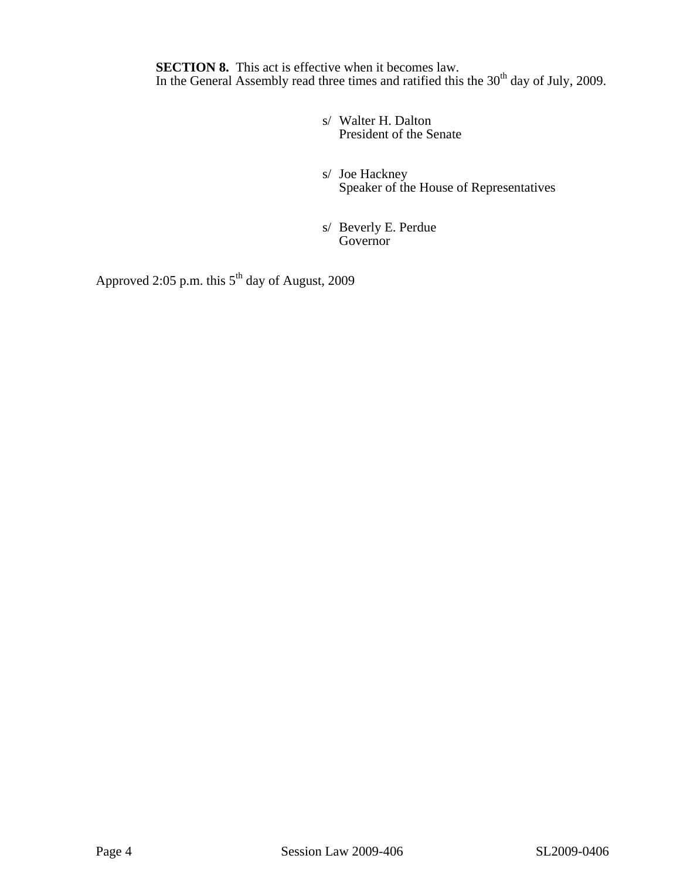**SECTION 8.** This act is effective when it becomes law.

In the General Assembly read three times and ratified this the 30th day of July, 2009.

s/ Walter H. Dalton
President of the Senate

s/ Joe Hackney
Speaker of the House of Representatives

s/ Beverly E. Perdue
Governor

Approved 2:05 p.m. this 5th day of August, 2009